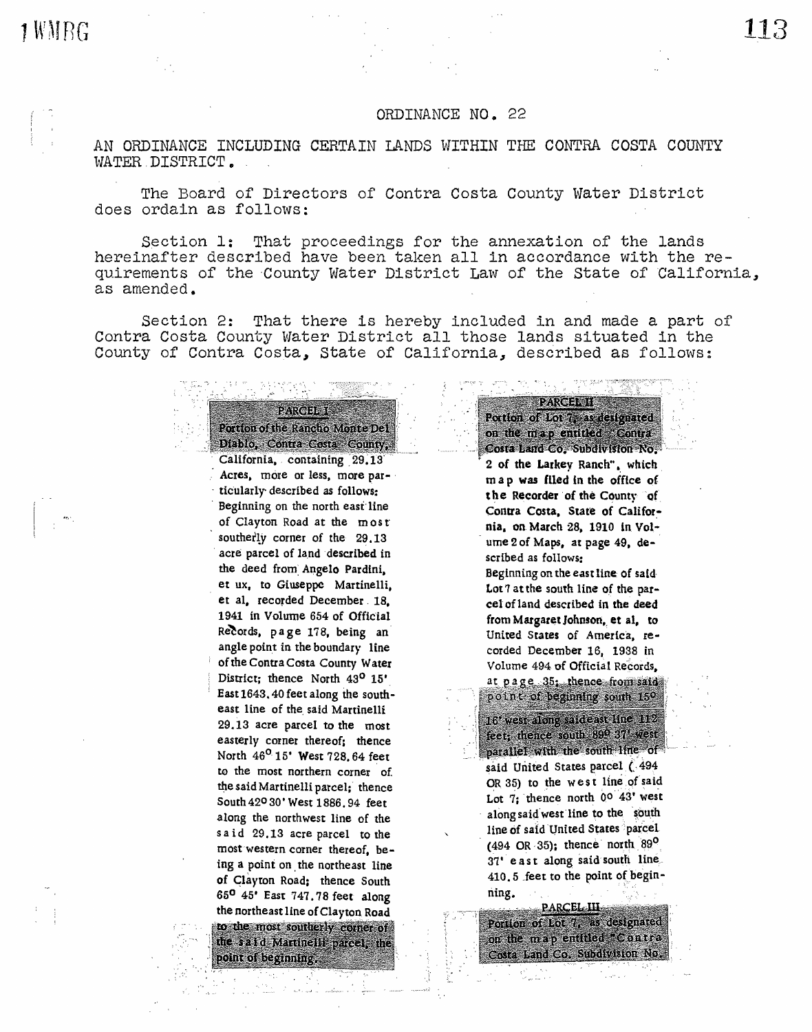# ORDINANCE NO. 22

AN ORDINANCE INCLUDING CERTAIN LANDS WITHIN THE CONTRA COSTA COUNTY WATER DISTRICT.

The Board of Directors of Contra Costa County Water District does ordain as follows:

Section 1: That proceedings for the annexation of the lands hereinafter described have been taken all in accordance with the requirements of the County Water District Law of the State of California, as amended.

Section 2: That there is hereby included in and made a part of Contra Costa County Water District all those lands situated in the County of Contra Costa, State of California, described as follows:

PARCEL I

Portion of the Rancho Monte Del Diablo, Contra Costa County, California, containing 29.13 Acres, more or less, more particularly described as follows: Beginning on the north east line of Clayton Road at the most southerly corner of the 29.13 acre parcel of land described in the deed from Angelo Pardini, et ux, to Giuseppe Martinelli, et al, recorded December 18, 1941 in Volume 654 of Official Records, page 178, being an angle point in the boundary line of the Contra Costa County Water District; thence North 43° 15' East 1643.40 feet along the southeast line of the said Martinelli 29.13 acre parcel to the most easterly corner thereof; thence North 46° 15' West 728.64 feet to the most northern corner of the said Martinelli parcel; thence South 42° 30' West 1886.94 feet along the northwest line of the said 29.13 acre parcel to the most western corner thereof, being a point on the northeast line of Clayton Road; thence South 65° 45' East 747.78 feet along the northeast line of Clayton Road to the most southerly corner of the said Martinelli parcel, the point of beginning.

PARCEL II

Portion of Lot 7, as designated on the map entitled "Contra Costa Land Co. Subdivision No. 2 of the Larkey Ranch", which map was filed in the office of the Recorder of the County of Contra Costa, State of California, on March 28, 1910 in Volume 2 of Maps, at page 49, described as follows:

Beginning on the east line of said Lot 7 at the south line of the parcel of land described in the deed from Margaret Johnson, et al, to United States of America, recorded December 16, 1938 in Volume 494 of Official Records, at page 35; thence from said point of beginning south 15° 16' west along said east line 112 feet; thence south 89° 37' west parallel with the south line of said United States parcel (494 OR 35) to the west line of said Lot 7; thence north 0° 43' west along said west line to the south line of said United States parcel (494 OR 35); thence north 89° 37' east along said south line 410.5 feet to the point of beginning.

PARCEL III

Portion of Lot 7, as designated on the map entitled "Contra Costa Land Co. Subdivision No.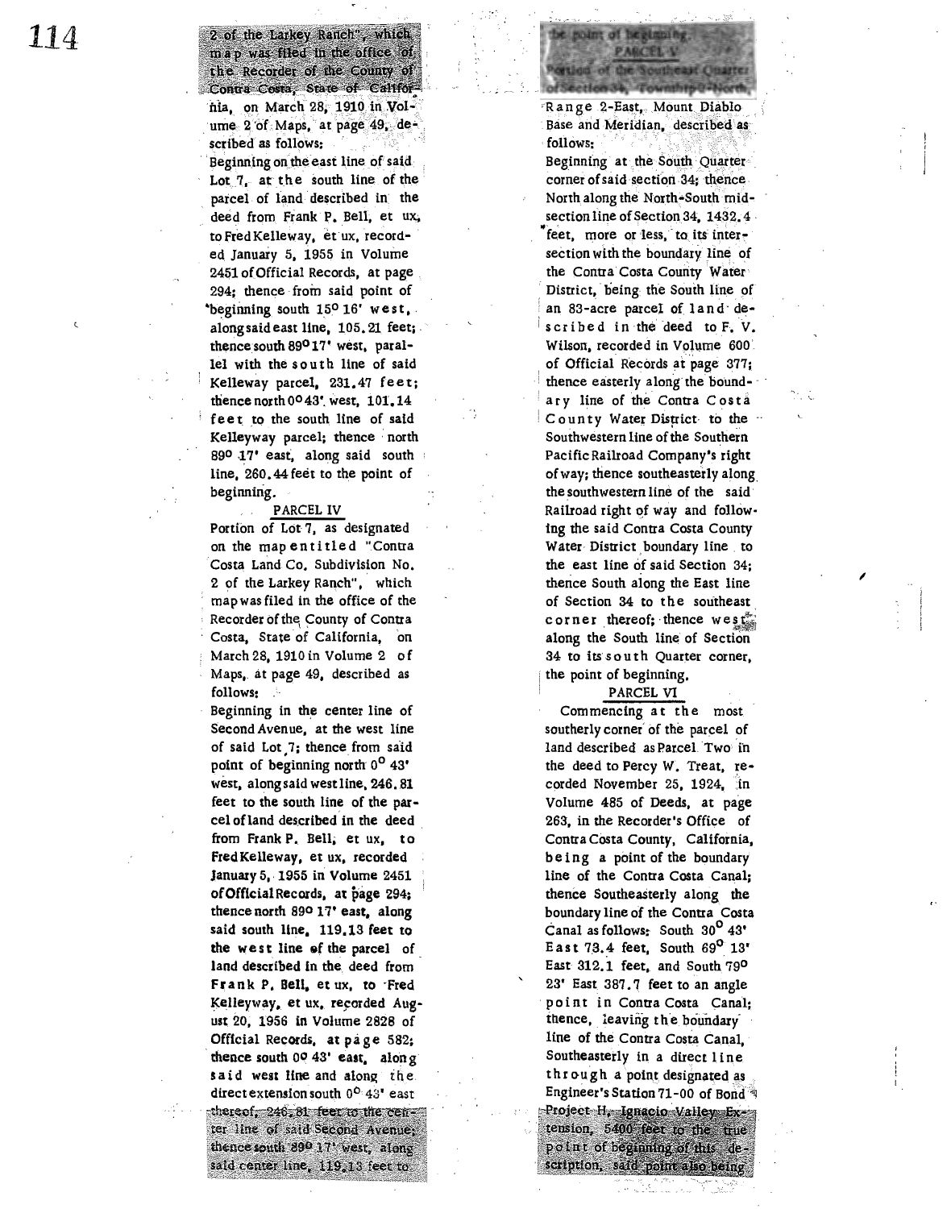2 of the Larkey Ranch", which map was filed in the office of the Recorder of the County of Contra Costa, State of California, on March 28, 1910 in Volume 2 of Maps, at page 49, described as follows:

Beginning on the east line of said Lot 7, at the south line of the parcel of land described in the deed from Frank P. Bell, et ux, to Fred Kelleway, et ux, recorded January 5, 1955 in Volume 2451 of Official Records, at page 294; thence from said point of beginning south 15° 16' west, along said east line, 105.21 feet; thence south 89° 17' west, parallel with the south line of said Kelleway parcel, 231.47 feet; thence north 0° 43' west, 101.14 feet to the south line of said Kelleyway parcel; thence north 89° 17' east, along said south line, 260.44 feet to the point of beginning.

## PARCEL IV

Portion of Lot 7, as designated on the map entitled "Contra Costa Land Co. Subdivision No. 2 of the Larkey Ranch", which map was filed in the office of the Recorder of the County of Contra Costa, State of California, on March 28, 1910 in Volume 2 of Maps, at page 49, described as follows:

Beginning in the center line of Second Avenue, at the west line of said Lot 7; thence from said point of beginning north 0° 43' west, along said west line, 246.81 feet to the south line of the parcel of land described in the deed from Frank P. Bell, et ux, to Fred Kelleway, et ux, recorded January 5, 1955 in Volume 2451 of Official Records, at page 294; thence north 89° 17' east, along said south line, 119.13 feet to the west line of the parcel of land described in the deed from Frank P. Bell, et ux, to Fred Kelleyway, et ux, recorded August 20, 1956 in Volume 2828 of Official Records, at page 582; thence south 0° 43' east, along said west line and along the direct extension south 0° 43' east thereof, 246.81 feet to the center line of said Second Avenue; thence south 89° 17' west, along said center line, 119.13 feet to the point of beginning.

## PARCEL V

Portion of the Southeast Quarter of Section 34, Township 2 North, Range 2-East, Mount Diablo Base and Meridian, described as follows:

Beginning at the South Quarter corner of said section 34; thence North along the North-South midsection line of Section 34, 1432.4 feet, more or less, to its intersection with the boundary line of the Contra Costa County Water District, being the South line of an 83-acre parcel of land described in the deed to F. V. Wilson, recorded in Volume 600 of Official Records at page 377; thence easterly along the boundary line of the Contra Costa County Water District to the Southwestern line of the Southern Pacific Railroad Company's right of way; thence southeasterly along the southwestern line of the said Railroad right of way and following the said Contra Costa County Water District boundary line to the east line of said Section 34; thence South along the East line of Section 34 to the southeast corner thereof; thence west along the South line of Section 34 to its south Quarter corner, the point of beginning.

## PARCEL VI

Commencing at the most southerly corner of the parcel of land described as Parcel Two in the deed to Percy W. Treat, recorded November 25, 1924, in Volume 485 of Deeds, at page 263, in the Recorder's Office of Contra Costa County, California, being a point of the boundary line of the Contra Costa Canal; thence Southeasterly along the boundary line of the Contra Costa Canal as follows: South 30° 43' East 73.4 feet, South 69° 13' East 312.1 feet, and South 79° 23' East 387.7 feet to an angle point in Contra Costa Canal; thence, leaving the boundary line of the Contra Costa Canal, Southeasterly in a direct line through a point designated as Engineer's Station 71-00 of Bond Project H, Ignacio Valley Extension, 5400 feet to the true point of beginning of this description, said point also being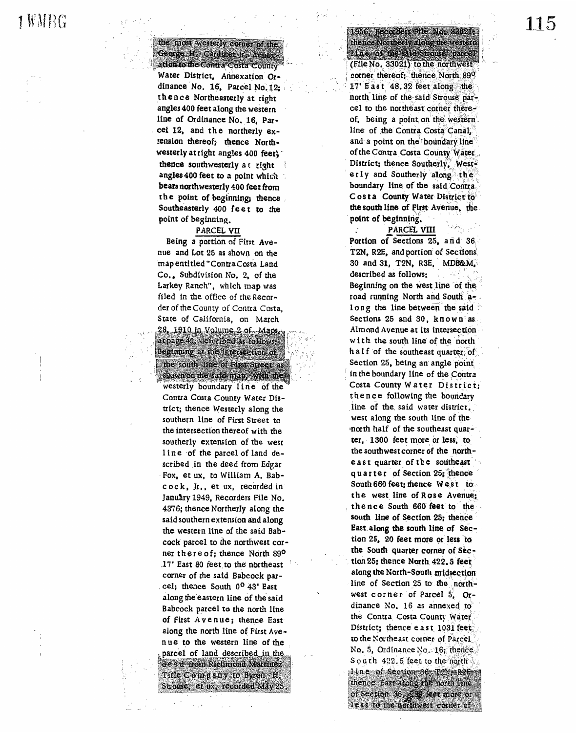the most westerly corner of the George H. Gardiner Jr. Annexation to the Contra Costa County Water District, Annexation Ordinance No. 16, Parcel No. 12; thence Northeasterly at right angles 400 feet along the western line of Ordinance No. 16, Parcel 12, and the northerly extension thereof; thence Northwesterly at right angles 400 feet; thence southwesterly at right angles 400 feet to a point which bears northwesterly 400 feet from the point of beginning; thence Southeasterly 400 feet to the point of beginning.

PARCEL VII

Being a portion of First Avenue and Lot 25 as shown on the map entitled "Contra Costa Land Co., Subdivision No. 2, of the Larkey Ranch", which map was filed in the office of the Recorder of the County of Contra Costa, State of California, on March 28, 1910 in Volume 2 of Maps, at page 49, described as follows: Beginning at the intersection of the south line of First Street as shown on the said map, with the westerly boundary line of the Contra Costa County Water District; thence Westerly along the southern line of First Street to the intersection thereof with the southerly extension of the west line of the parcel of land described in the deed from Edgar Fox, et ux, to William A. Babcock, Jr., et ux, recorded in January 1949, Recorders File No. 4376; thence Northerly along the said southern extension and along the western line of the said Babcock parcel to the northwest corner thereof; thence North 89° 17' East 80 feet to the northeast corner of the said Babcock parcel; thence South 0° 43' East along the eastern line of the said Babcock parcel to the north line of First Avenue; thence East along the north line of First Avenue to the western line of the parcel of land described in the deed from Richmond Martinez Title Company to Byron H. Strouse, et ux, recorded May 25, 1956, Recorders File No. 33021; thence Northerly along the western line of the said Strouse parcel (File No. 33021) to the northwest corner thereof; thence North 89° 17' East 48.32 feet along the north line of the said Strouse parcel to the northeast corner thereof, being a point on the western line of the Contra Costa Canal, and a point on the boundary line of the Contra Costa County Water District; thence Southerly, Westerly and Southerly along the boundary line of the said Contra Costa County Water District to the south line of First Avenue, the point of beginning.

PARCEL VIII

Portion of Sections 25, and 36 T2N, R2E, and portion of Sections 30 and 31, T2N, R3E, MDB&M, described as follows:

Beginning on the west line of the road running North and South along the line between the said Sections 25 and 30, known as Almond Avenue at its intersection with the south line of the north half of the southeast quarter of Section 25, being an angle point in the boundary line of the Contra Costa County Water District; thence following the boundary line of the said water district, west along the south line of the north half of the southeast quarter, 1300 feet more or less, to the southwest corner of the northeast quarter of the southeast quarter of Section 25; thence South 660 feet; thence West to the west line of Rose Avenue; thence South 660 feet to the south line of Section 25; thence East along the south line of Section 25, 20 feet more or less to the South quarter corner of Section 25; thence North 422.5 feet along the North-South midsection line of Section 25 to the northwest corner of Parcel 5, Ordinance No. 16 as annexed to the Contra Costa County Water District; thence east 1031 feet to the Northeast corner of Parcel No. 5, Ordinance No. 16; thence South 422.5 feet to the north line of Section 36 T2N, R2E; thence East along the north line of Section 36, 289 feet more or less to the northwest corner of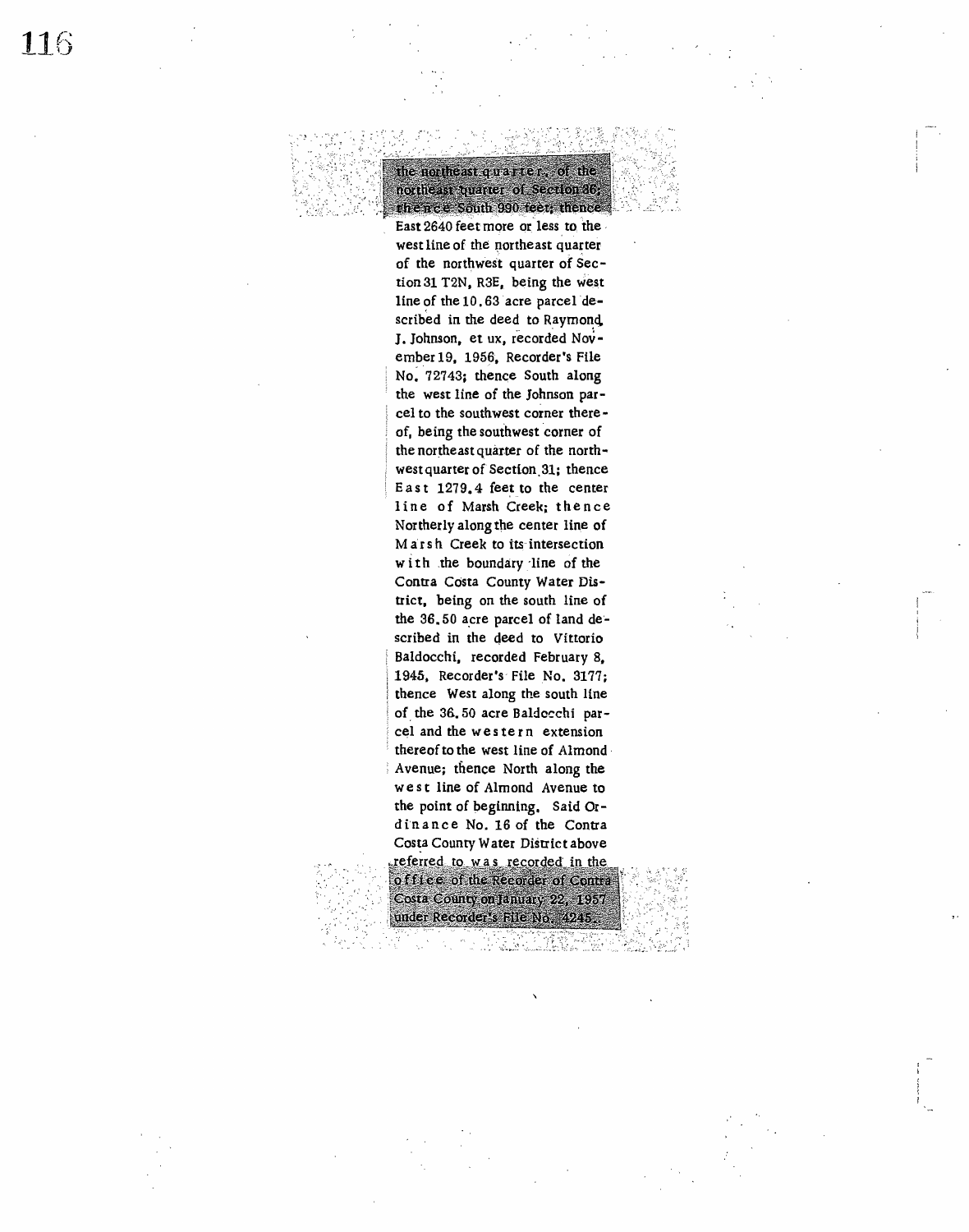the northeast quarter, of the northeast quarter of Section 36; thence South 990 feet; thence East 2640 feet more or less to the west line of the northeast quarter of the northwest quarter of Section 31 T2N, R3E, being the west line of the 10.63 acre parcel described in the deed to Raymond J. Johnson, et ux, recorded November 19, 1956, Recorder's File No. 72743; thence South along the west line of the Johnson parcel to the southwest corner thereof, being the southwest corner of the northeast quarter of the northwest quarter of Section 31; thence East 1279.4 feet to the center line of Marsh Creek; thence Northerly along the center line of Marsh Creek to its intersection with the boundary line of the Contra Costa County Water District, being on the south line of the 36.50 acre parcel of land described in the deed to Vittorio Baldocchi, recorded February 8, 1945, Recorder's File No. 3177; thence West along the south line of the 36.50 acre Baldocchi parcel and the western extension thereof to the west line of Almond Avenue; thence North along the west line of Almond Avenue to the point of beginning. Said Ordinance No. 16 of the Contra Costa County Water District above referred to was recorded in the office of the Recorder of Contra Costa County on January 22, 1957 under Recorder's File No. 4245.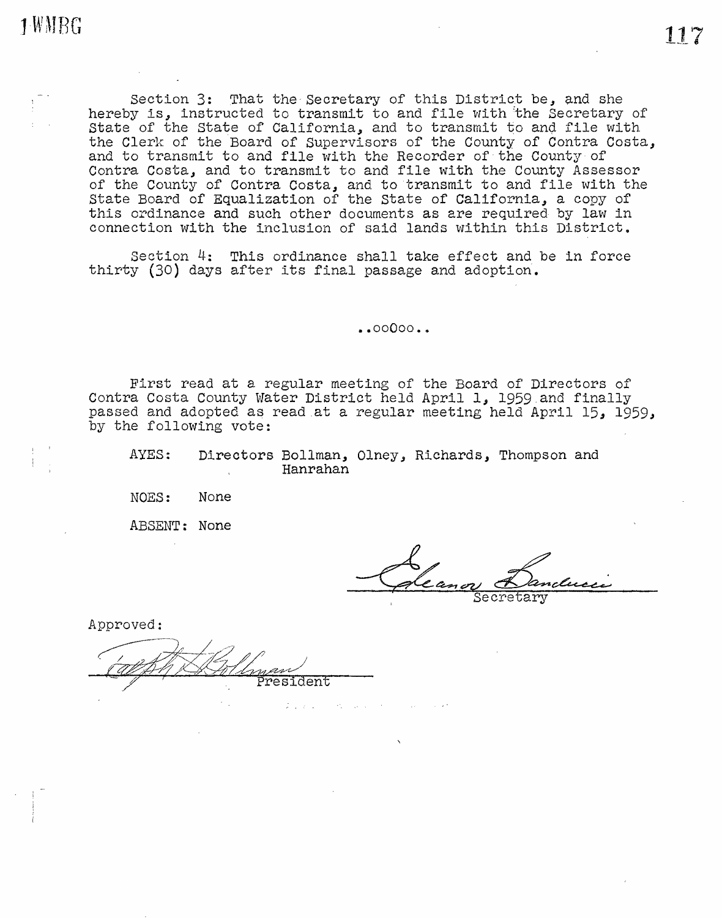Section 3: That the Secretary of this District be, and she hereby is, instructed to transmit to and file with the Secretary of State of the State of California, and to transmit to and file with the Clerk of the Board of Supervisors of the County of Contra Costa, and to transmit to and file with the Recorder of the County of Contra Costa, and to transmit to and file with the County Assessor of the County of Contra Costa, and to transmit to and file with the State Board of Equalization of the State of California, a copy of this ordinance and such other documents as are required by law in connection with the inclusion of said lands within this District.

Section 4: This ordinance shall take effect and be in force thirty (30) days after its final passage and adoption.

..ooOoo..

First read at a regular meeting of the Board of Directors of Contra Costa County Water District held April 1, 1959 and finally passed and adopted as read at a regular meeting held April 15, 1959, by the following vote:

AYES: Directors Bollman, Olney, Richards, Thompson and Hanrahan

NOES: None

ABSENT: None

Eleanor Danducci
Secretary

Approved:

Ralph H. Bollman
President